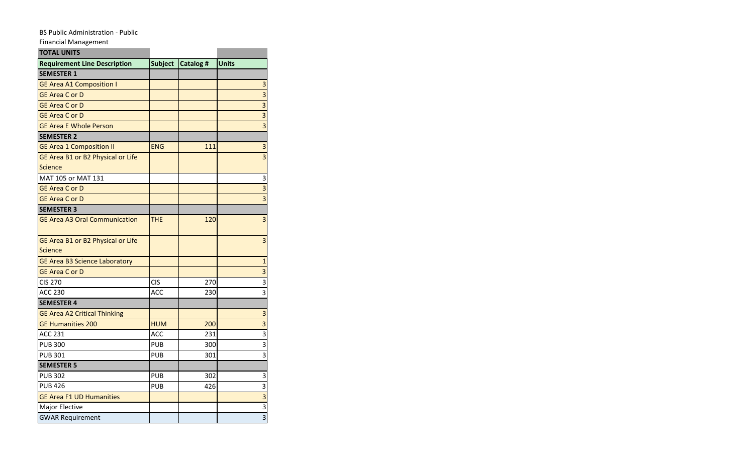BS Public Administration - Public Financial Management

| TOTAL UNITS | | | |
|---|---|---|---|
| **Requirement Line Description** | **Subject** | **Catalog #** | **Units** |
| **SEMESTER 1** | | | |
| GE Area A1 Composition I | | | 3 |
| GE Area C or D | | | 3 |
| GE Area C or D | | | 3 |
| GE Area C or D | | | 3 |
| GE Area E Whole Person | | | 3 |
| **SEMESTER 2** | | | |
| GE Area 1 Composition II | ENG | 111 | 3 |
| GE Area B1 or B2 Physical or Life Science | | | 3 |
| MAT 105 or MAT 131 | | | 3 |
| GE Area C or D | | | 3 |
| GE Area C or D | | | 3 |
| **SEMESTER 3** | | | |
| GE Area A3 Oral Communication | THE | 120 | 3 |
| GE Area B1 or B2 Physical or Life Science | | | 3 |
| GE Area B3 Science Laboratory | | | 1 |
| GE Area C or D | | | 3 |
| CIS 270 | CIS | 270 | 3 |
| ACC 230 | ACC | 230 | 3 |
| **SEMESTER 4** | | | |
| GE Area A2 Critical Thinking | | | 3 |
| GE Humanities 200 | HUM | 200 | 3 |
| ACC 231 | ACC | 231 | 3 |
| PUB 300 | PUB | 300 | 3 |
| PUB 301 | PUB | 301 | 3 |
| **SEMESTER 5** | | | |
| PUB 302 | PUB | 302 | 3 |
| PUB 426 | PUB | 426 | 3 |
| GE Area F1 UD Humanities | | | 3 |
| Major Elective | | | 3 |
| GWAR Requirement | | | 3 |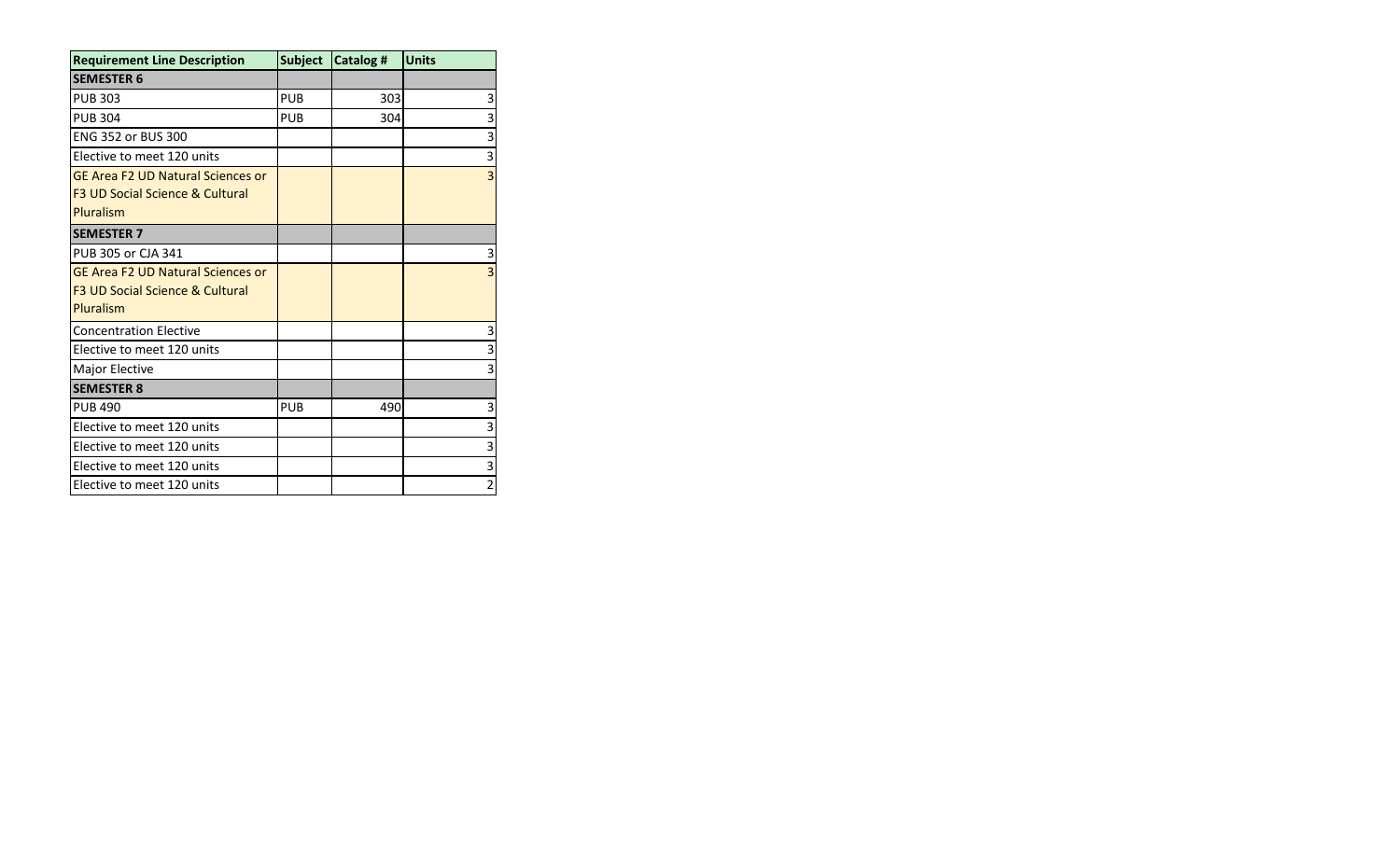| Requirement Line Description | Subject | Catalog # | Units |
|---|---|---|---|
| **SEMESTER 6** | | | |
| PUB 303 | PUB | 303 | 3 |
| PUB 304 | PUB | 304 | 3 |
| ENG 352 or BUS 300 | | | 3 |
| Elective to meet 120 units | | | 3 |
| GE Area F2 UD Natural Sciences or F3 UD Social Science & Cultural Pluralism | | | 3 |
| **SEMESTER 7** | | | |
| PUB 305 or CJA 341 | | | 3 |
| GE Area F2 UD Natural Sciences or F3 UD Social Science & Cultural Pluralism | | | 3 |
| Concentration Elective | | | 3 |
| Elective to meet 120 units | | | 3 |
| Major Elective | | | 3 |
| **SEMESTER 8** | | | |
| PUB 490 | PUB | 490 | 3 |
| Elective to meet 120 units | | | 3 |
| Elective to meet 120 units | | | 3 |
| Elective to meet 120 units | | | 3 |
| Elective to meet 120 units | | | 2 |